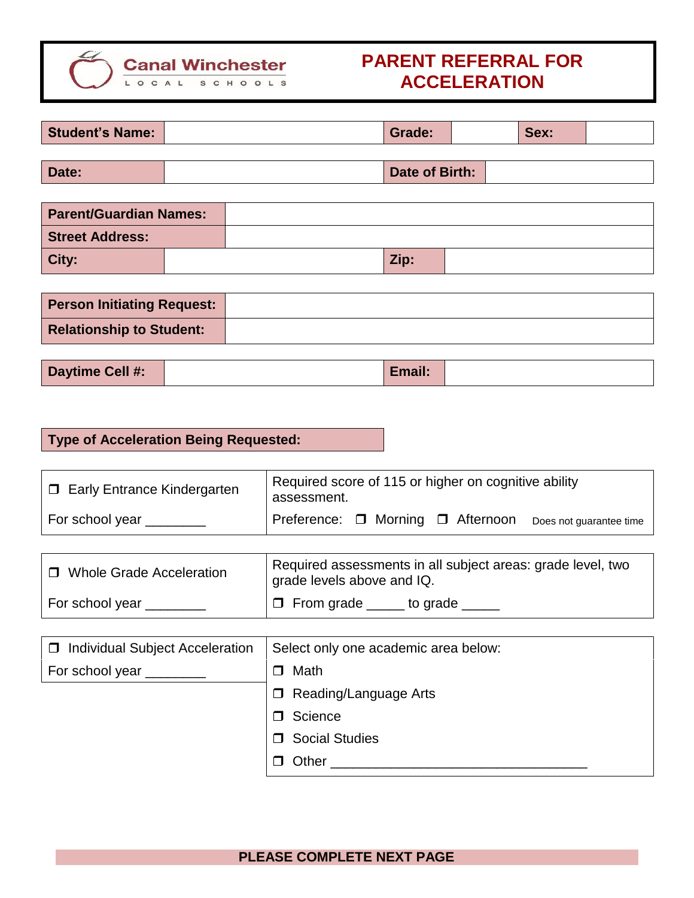Canal Winchester

LOCAL SCHOOLS

# PARENT REFERRAL FOR ACCELERATION

| | | | | | |
|---|---|---|---|---|---|
| **Student's Name:** | | **Grade:** | | **Sex:** | |

| | | | |
|---|---|---|---|
| **Date:** | | **Date of Birth:** | |

| | | | |
|---|---|---|---|
| **Parent/Guardian Names:** | | | |
| **Street Address:** | | | |
| **City:** | | **Zip:** | |

| | |
|---|---|
| **Person Initiating Request:** | |
| **Relationship to Student:** | |

| | | | |
|---|---|---|---|
| **Daytime Cell #:** | | **Email:** | |

**Type of Acceleration Being Requested:**

| | |
|---|---|
| ❒ Early Entrance Kindergarten | Required score of 115 or higher on cognitive ability assessment. |
| For school year ________ | Preference: ❒ Morning ❒ Afternoon Does not guarantee time |

| | |
|---|---|
| ❒ Whole Grade Acceleration | Required assessments in all subject areas: grade level, two grade levels above and IQ. |
| For school year ________ | ❒ From grade _____ to grade _____ |

| | |
|---|---|
| ❒ Individual Subject Acceleration | Select only one academic area below: |
| For school year ________ | ❒ Math |
| | ❒ Reading/Language Arts |
| | ❒ Science |
| | ❒ Social Studies |
| | ❒ Other __________________________________ |

**PLEASE COMPLETE NEXT PAGE**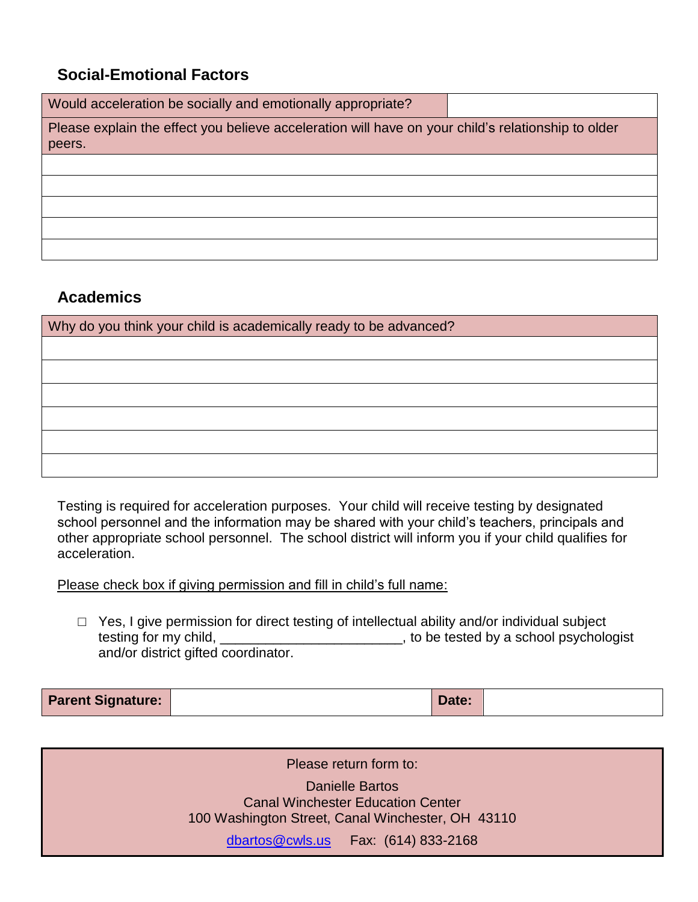## Social-Emotional Factors

| | |
|---|---|
| Would acceleration be socially and emotionally appropriate? | |
| Please explain the effect you believe acceleration will have on your child's relationship to older peers. | |
| | |
| | |
| | |
| | |
| | |

## Academics

| |
|---|
| Why do you think your child is academically ready to be advanced? |
| |
| |
| |
| |
| |
| |

Testing is required for acceleration purposes. Your child will receive testing by designated school personnel and the information may be shared with your child's teachers, principals and other appropriate school personnel. The school district will inform you if your child qualifies for acceleration.

Please check box if giving permission and fill in child's full name:

☐ Yes, I give permission for direct testing of intellectual ability and/or individual subject testing for my child, ________________________, to be tested by a school psychologist and/or district gifted coordinator.

| | | | |
|---|---|---|---|
| **Parent Signature:** | | **Date:** | |

Please return form to:

Danielle Bartos
Canal Winchester Education Center
100 Washington Street, Canal Winchester, OH 43110

dbartos@cwls.us Fax: (614) 833-2168